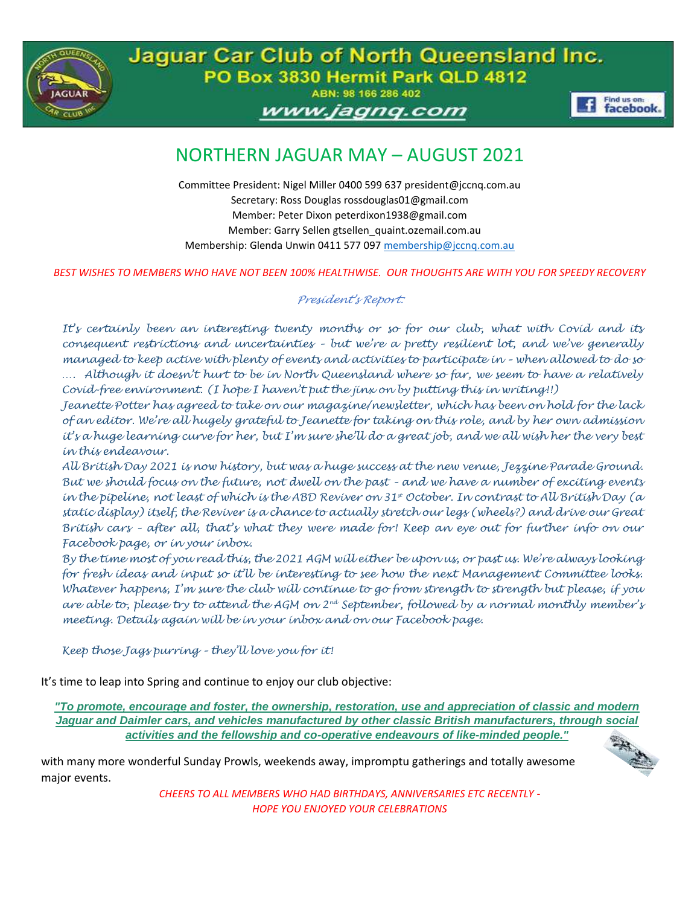# Jaguar Car Club of North Queensland Inc.

**PO Box 3830 Hermit Park QLD 4812**

ABN: 98 166 286 402

www.jagnq.com

## NORTHERN JAGUAR MAY – AUGUST 2021

Committee President: Nigel Miller 0400 599 637 president@jccnq.com.au
Secretary: Ross Douglas rossdouglas01@gmail.com
Member: Peter Dixon peterdixon1938@gmail.com
Member: Garry Sellen gtsellen_quaint.ozemail.com.au
Membership: Glenda Unwin 0411 577 097 membership@jccnq.com.au

*BEST WISHES TO MEMBERS WHO HAVE NOT BEEN 100% HEALTHWISE. OUR THOUGHTS ARE WITH YOU FOR SPEEDY RECOVERY*

### *President's Report:*

*It's certainly been an interesting twenty months or so for our club, what with Covid and its consequent restrictions and uncertainties – but we're a pretty resilient lot, and we've generally managed to keep active with plenty of events and activities to participate in – when allowed to do so …. Although it doesn't hurt to be in North Queensland where so far, we seem to have a relatively Covid-free environment. (I hope I haven't put the jinx on by putting this in writing!!)*

*Jeanette Potter has agreed to take on our magazine/newsletter, which has been on hold for the lack of an editor. We're all hugely grateful to Jeanette for taking on this role, and by her own admission it's a huge learning curve for her, but I'm sure she'll do a great job, and we all wish her the very best in this endeavour.*

*All British Day 2021 is now history, but was a huge success at the new venue, Jezzine Parade Ground. But we should focus on the future, not dwell on the past – and we have a number of exciting events in the pipeline, not least of which is the ABD Reviver on 31st October. In contrast to All British Day (a static display) itself, the Reviver is a chance to actually stretch our legs (wheels?) and drive our Great British cars – after all, that's what they were made for! Keep an eye out for further info on our Facebook page, or in your inbox.*

*By the time most of you read this, the 2021 AGM will either be upon us, or past us. We're always looking for fresh ideas and input so it'll be interesting to see how the next Management Committee looks. Whatever happens, I'm sure the club will continue to go from strength to strength but please, if you are able to, please try to attend the AGM on 2nd September, followed by a normal monthly member's meeting. Details again will be in your inbox and on our Facebook page.*

*Keep those Jags purring – they'll love you for it!*

It's time to leap into Spring and continue to enjoy our club objective:

***"To promote, encourage and foster, the ownership, restoration, use and appreciation of classic and modern Jaguar and Daimler cars, and vehicles manufactured by other classic British manufacturers, through social activities and the fellowship and co-operative endeavours of like-minded people."***

with many more wonderful Sunday Prowls, weekends away, impromptu gatherings and totally awesome major events.

*CHEERS TO ALL MEMBERS WHO HAD BIRTHDAYS, ANNIVERSARIES ETC RECENTLY - HOPE YOU ENJOYED YOUR CELEBRATIONS*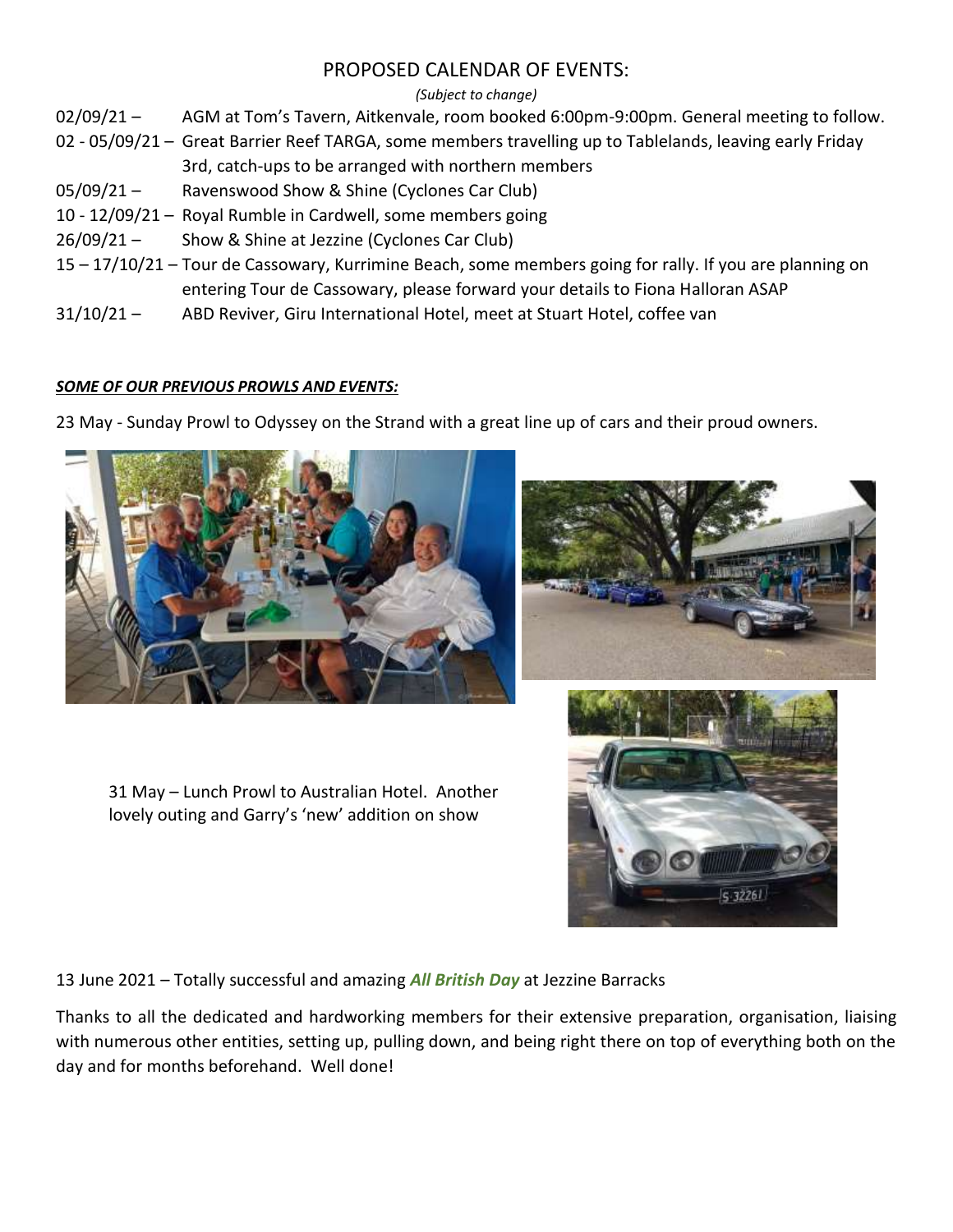# PROPOSED CALENDAR OF EVENTS:

*(Subject to change)*

- 02/09/21 – AGM at Tom's Tavern, Aitkenvale, room booked 6:00pm-9:00pm. General meeting to follow.
- 02 - 05/09/21 – Great Barrier Reef TARGA, some members travelling up to Tablelands, leaving early Friday 3rd, catch-ups to be arranged with northern members
- 05/09/21 – Ravenswood Show & Shine (Cyclones Car Club)
- 10 - 12/09/21 – Royal Rumble in Cardwell, some members going
- 26/09/21 – Show & Shine at Jezzine (Cyclones Car Club)
- 15 – 17/10/21 – Tour de Cassowary, Kurrimine Beach, some members going for rally. If you are planning on entering Tour de Cassowary, please forward your details to Fiona Halloran ASAP
- 31/10/21 – ABD Reviver, Giru International Hotel, meet at Stuart Hotel, coffee van

***SOME OF OUR PREVIOUS PROWLS AND EVENTS:***

23 May - Sunday Prowl to Odyssey on the Strand with a great line up of cars and their proud owners.

31 May – Lunch Prowl to Australian Hotel. Another lovely outing and Garry's 'new' addition on show

13 June 2021 – Totally successful and amazing ***All British Day*** at Jezzine Barracks

Thanks to all the dedicated and hardworking members for their extensive preparation, organisation, liaising with numerous other entities, setting up, pulling down, and being right there on top of everything both on the day and for months beforehand. Well done!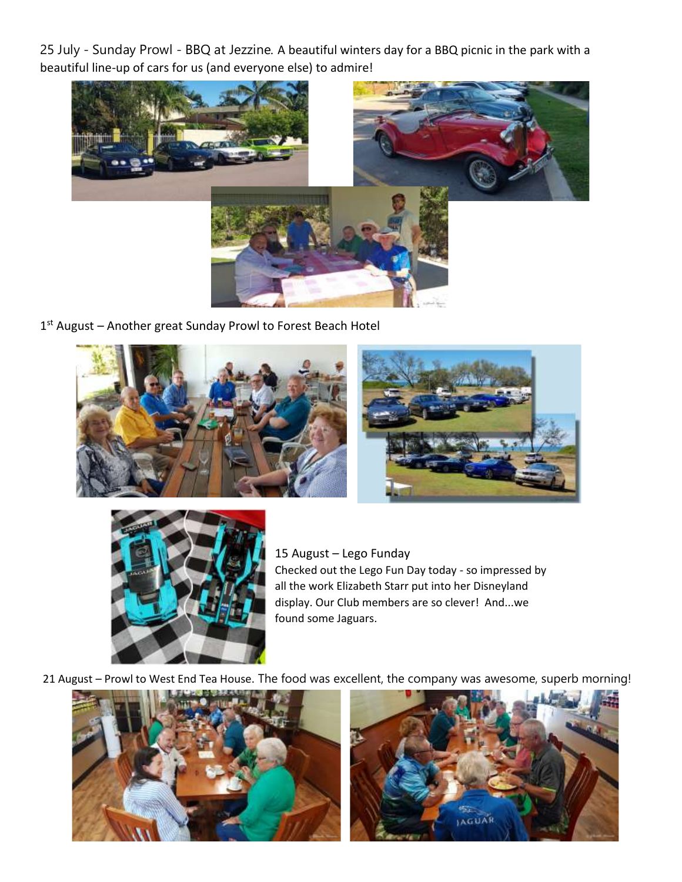25 July - Sunday Prowl - BBQ at Jezzine. A beautiful winters day for a BBQ picnic in the park with a beautiful line-up of cars for us (and everyone else) to admire!

1st August – Another great Sunday Prowl to Forest Beach Hotel

15 August – Lego Funday

Checked out the Lego Fun Day today - so impressed by all the work Elizabeth Starr put into her Disneyland display. Our Club members are so clever! And...we found some Jaguars.

21 August – Prowl to West End Tea House. The food was excellent, the company was awesome, superb morning!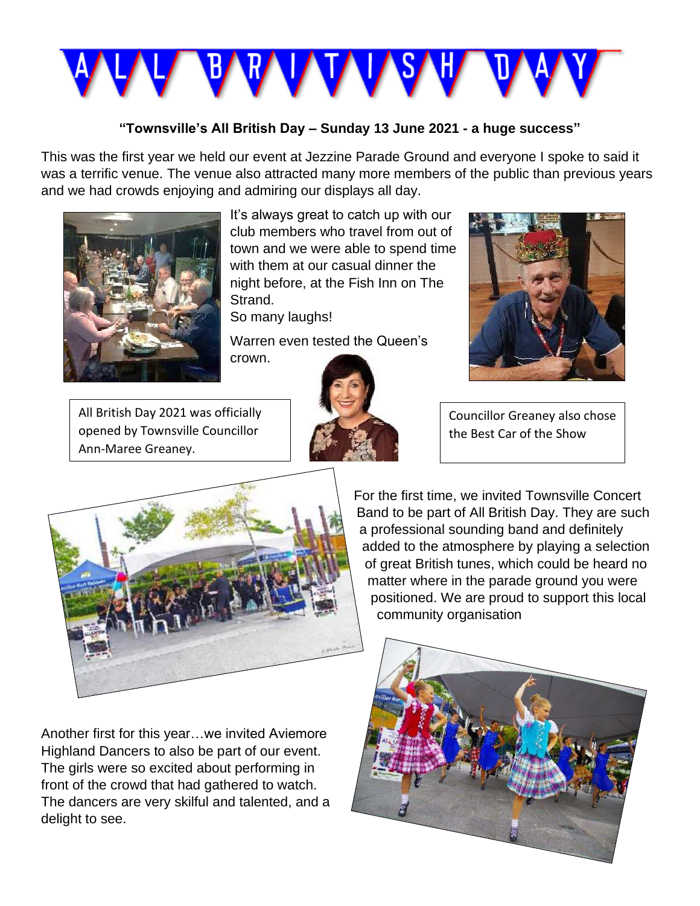# ALL BRITISH DAY

**"Townsville's All British Day – Sunday 13 June 2021 - a huge success"**

This was the first year we held our event at Jezzine Parade Ground and everyone I spoke to said it was a terrific venue. The venue also attracted many more members of the public than previous years and we had crowds enjoying and admiring our displays all day.

It's always great to catch up with our club members who travel from out of town and we were able to spend time with them at our casual dinner the night before, at the Fish Inn on The Strand.
So many laughs!

Warren even tested the Queen's crown.

All British Day 2021 was officially opened by Townsville Councillor Ann-Maree Greaney.

Councillor Greaney also chose the Best Car of the Show

For the first time, we invited Townsville Concert Band to be part of All British Day. They are such a professional sounding band and definitely added to the atmosphere by playing a selection of great British tunes, which could be heard no matter where in the parade ground you were positioned. We are proud to support this local community organisation

Another first for this year…we invited Aviemore Highland Dancers to also be part of our event. The girls were so excited about performing in front of the crowd that had gathered to watch. The dancers are very skilful and talented, and a delight to see.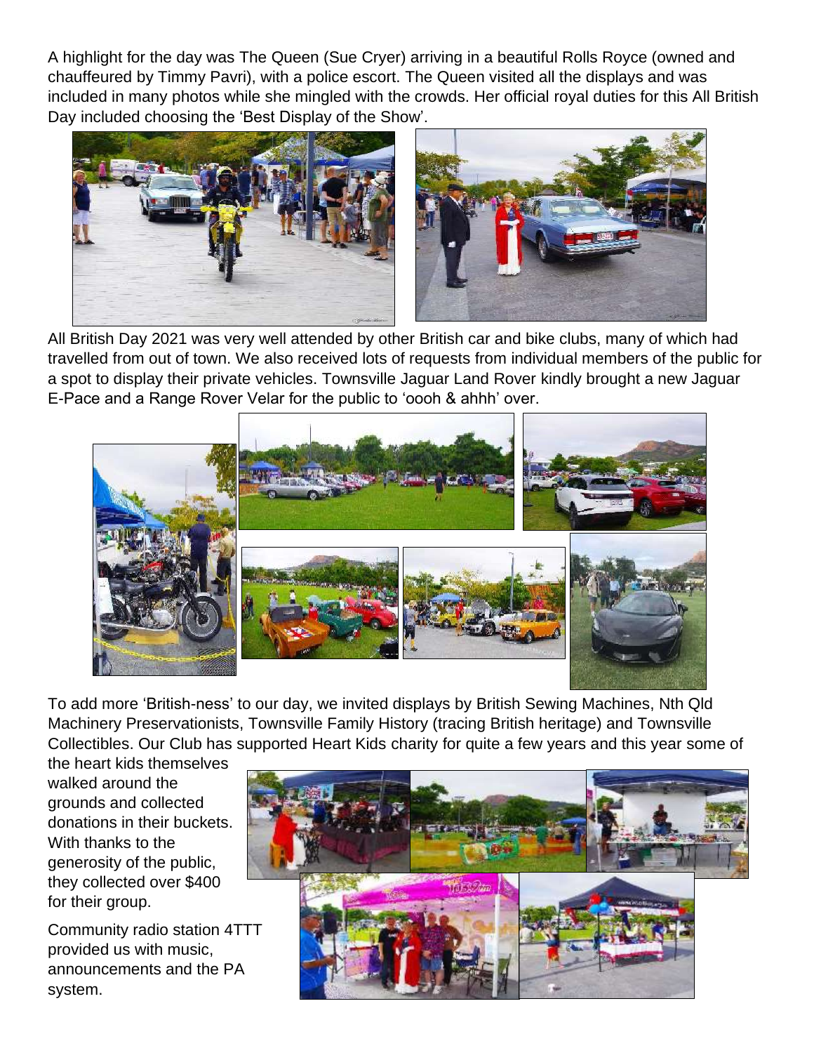A highlight for the day was The Queen (Sue Cryer) arriving in a beautiful Rolls Royce (owned and chauffeured by Timmy Pavri), with a police escort. The Queen visited all the displays and was included in many photos while she mingled with the crowds. Her official royal duties for this All British Day included choosing the 'Best Display of the Show'.

All British Day 2021 was very well attended by other British car and bike clubs, many of which had travelled from out of town. We also received lots of requests from individual members of the public for a spot to display their private vehicles. Townsville Jaguar Land Rover kindly brought a new Jaguar E-Pace and a Range Rover Velar for the public to 'oooh & ahhh' over.

To add more 'British-ness' to our day, we invited displays by British Sewing Machines, Nth Qld Machinery Preservationists, Townsville Family History (tracing British heritage) and Townsville Collectibles. Our Club has supported Heart Kids charity for quite a few years and this year some of the heart kids themselves walked around the grounds and collected donations in their buckets. With thanks to the generosity of the public, they collected over $400 for their group.

Community radio station 4TTT provided us with music, announcements and the PA system.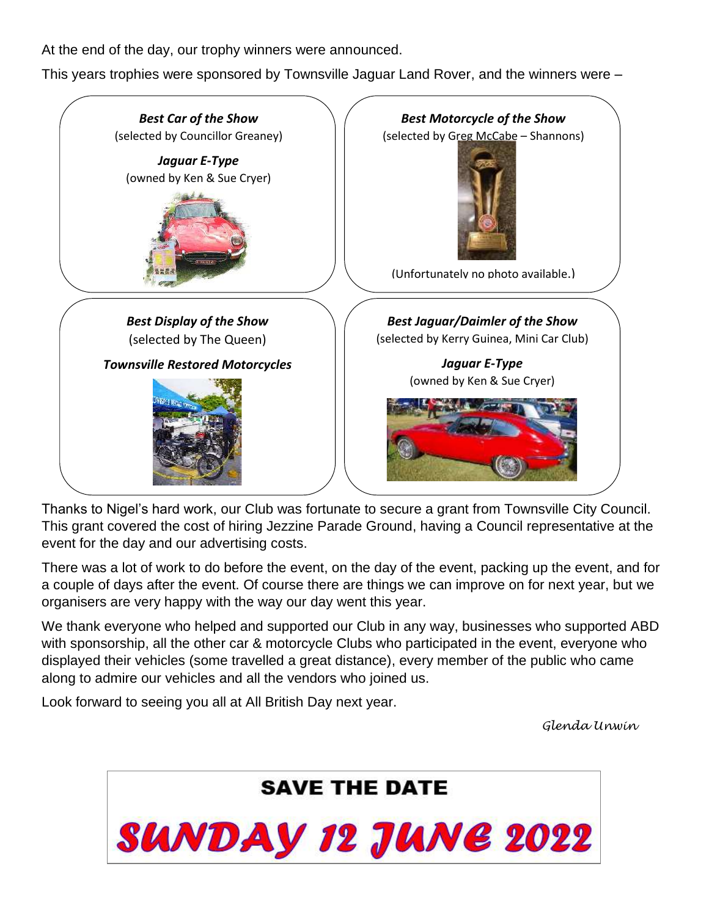At the end of the day, our trophy winners were announced.

This years trophies were sponsored by Townsville Jaguar Land Rover, and the winners were –

***Best Car of the Show***
(selected by Councillor Greaney)

***Jaguar E-Type***
(owned by Ken & Sue Cryer)

***Best Motorcycle of the Show***
(selected by Greg McCabe – Shannons)

(Unfortunately no photo available.)

***Best Display of the Show***
(selected by The Queen)

***Townsville Restored Motorcycles***

***Best Jaguar/Daimler of the Show***
(selected by Kerry Guinea, Mini Car Club)

***Jaguar E-Type***
(owned by Ken & Sue Cryer)

Thanks to Nigel's hard work, our Club was fortunate to secure a grant from Townsville City Council. This grant covered the cost of hiring Jezzine Parade Ground, having a Council representative at the event for the day and our advertising costs.

There was a lot of work to do before the event, on the day of the event, packing up the event, and for a couple of days after the event. Of course there are things we can improve on for next year, but we organisers are very happy with the way our day went this year.

We thank everyone who helped and supported our Club in any way, businesses who supported ABD with sponsorship, all the other car & motorcycle Clubs who participated in the event, everyone who displayed their vehicles (some travelled a great distance), every member of the public who came along to admire our vehicles and all the vendors who joined us.

Look forward to seeing you all at All British Day next year.

*Glenda Unwin*

**SAVE THE DATE**

**SUNDAY 12 JUNE 2022**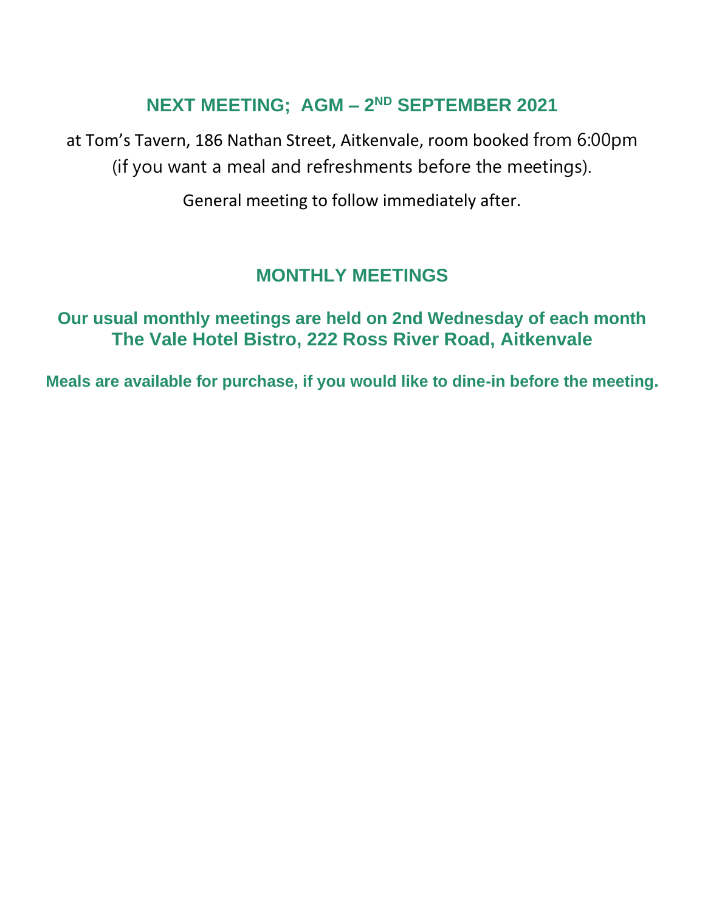## NEXT MEETING; AGM – 2ND SEPTEMBER 2021

at Tom's Tavern, 186 Nathan Street, Aitkenvale, room booked from 6:00pm (if you want a meal and refreshments before the meetings).

General meeting to follow immediately after.

## MONTHLY MEETINGS

**Our usual monthly meetings are held on 2nd Wednesday of each month**
**The Vale Hotel Bistro, 222 Ross River Road, Aitkenvale**

**Meals are available for purchase, if you would like to dine-in before the meeting.**